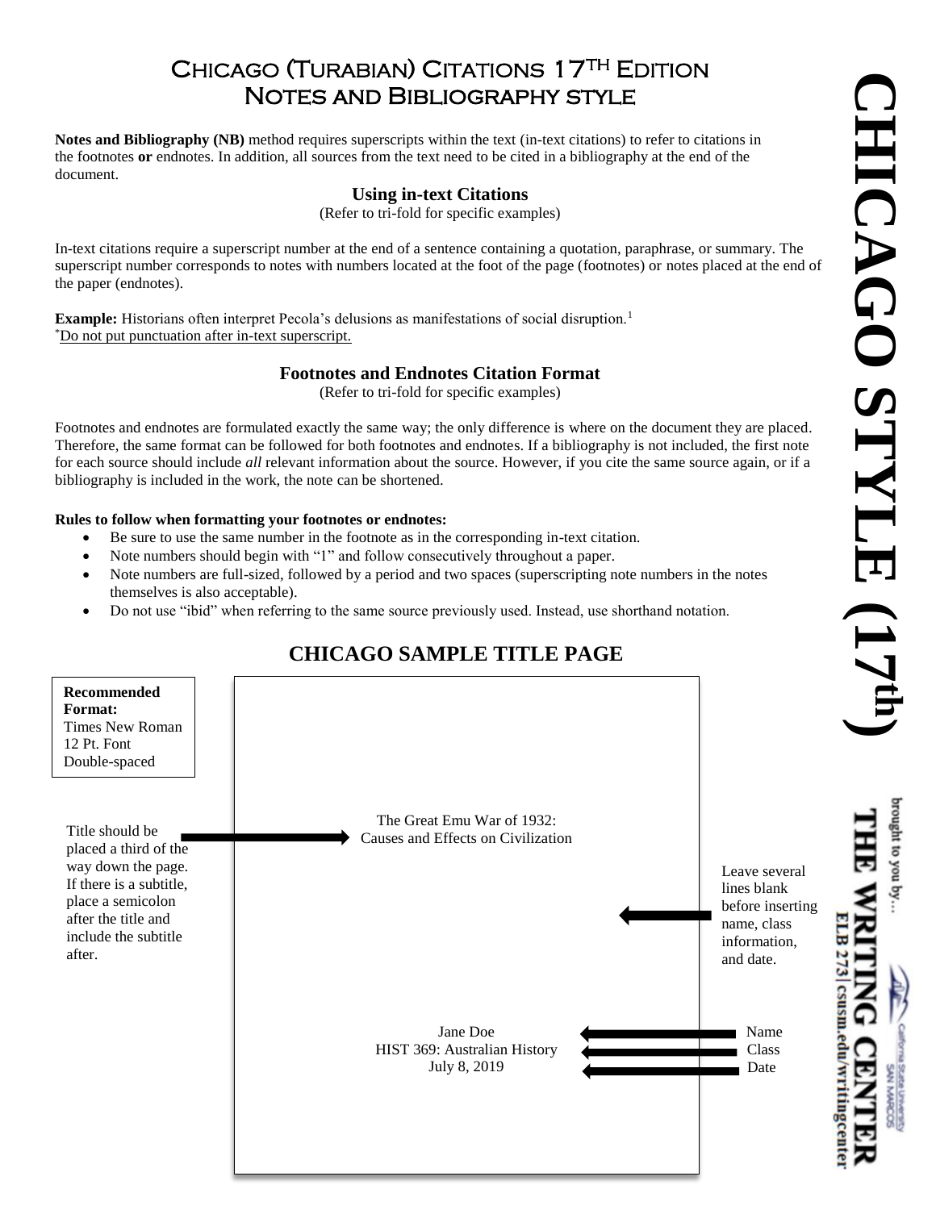# Chicago (Turabian) Citations 17th Edition Notes and Bibliography style

**Notes and Bibliography (NB)** method requires superscripts within the text (in-text citations) to refer to citations in the footnotes **or** endnotes. In addition, all sources from the text need to be cited in a bibliography at the end of the document.

### Using in-text Citations

(Refer to tri-fold for specific examples)

In-text citations require a superscript number at the end of a sentence containing a quotation, paraphrase, or summary. The superscript number corresponds to notes with numbers located at the foot of the page (footnotes) or notes placed at the end of the paper (endnotes).

**Example:** Historians often interpret Pecola's delusions as manifestations of social disruption.[1]

*Do not put punctuation after in-text superscript.

### Footnotes and Endnotes Citation Format

(Refer to tri-fold for specific examples)

Footnotes and endnotes are formulated exactly the same way; the only difference is where on the document they are placed. Therefore, the same format can be followed for both footnotes and endnotes. If a bibliography is not included, the first note for each source should include *all* relevant information about the source. However, if you cite the same source again, or if a bibliography is included in the work, the note can be shortened.

**Rules to follow when formatting your footnotes or endnotes:**

- Be sure to use the same number in the footnote as in the corresponding in-text citation.
- Note numbers should begin with "1" and follow consecutively throughout a paper.
- Note numbers are full-sized, followed by a period and two spaces (superscripting note numbers in the notes themselves is also acceptable).
- Do not use "ibid" when referring to the same source previously used. Instead, use shorthand notation.

## CHICAGO SAMPLE TITLE PAGE

**Recommended Format:**
Times New Roman
12 Pt. Font
Double-spaced

Title should be placed a third of the way down the page. If there is a subtitle, place a semicolon after the title and include the subtitle after.

The Great Emu War of 1932:
Causes and Effects on Civilization

Leave several lines blank before inserting name, class information, and date.

Jane Doe — Name
HIST 369: Australian History — Class
July 8, 2019 — Date

CHICAGO STYLE (17th)

brought to you by…
THE WRITING CENTER
ELB 273 | csusm.edu/writingcenter
California State University San Marcos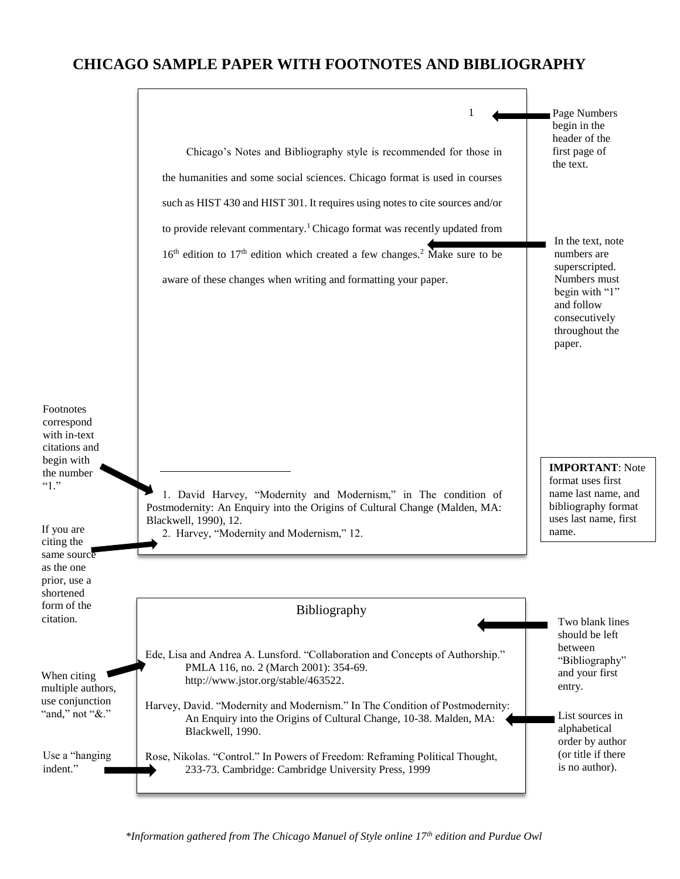# CHICAGO SAMPLE PAPER WITH FOOTNOTES AND BIBLIOGRAPHY

Page Numbers begin in the header of the first page of the text.

Chicago's Notes and Bibliography style is recommended for those in the humanities and some social sciences. Chicago format is used in courses such as HIST 430 and HIST 301. It requires using notes to cite sources and/or to provide relevant commentary.[1] Chicago format was recently updated from 16th edition to 17th edition which created a few changes.[2] Make sure to be aware of these changes when writing and formatting your paper.

In the text, note numbers are superscripted. Numbers must begin with "1" and follow consecutively throughout the paper.

Footnotes correspond with in-text citations and begin with the number "1."

---

1. David Harvey, "Modernity and Modernism," in The condition of Postmodernity: An Enquiry into the Origins of Cultural Change (Malden, MA: Blackwell, 1990), 12.
2. Harvey, "Modernity and Modernism," 12.

If you are citing the same source as the one prior, use a shortened form of the citation.

**IMPORTANT**: Note format uses first name last name, and bibliography format uses last name, first name.

## Bibliography

Two blank lines should be left between "Bibliography" and your first entry.

Ede, Lisa and Andrea A. Lunsford. "Collaboration and Concepts of Authorship." PMLA 116, no. 2 (March 2001): 354-69. http://www.jstor.org/stable/463522.

Harvey, David. "Modernity and Modernism." In The Condition of Postmodernity: An Enquiry into the Origins of Cultural Change, 10-38. Malden, MA: Blackwell, 1990.

Rose, Nikolas. "Control." In Powers of Freedom: Reframing Political Thought, 233-73. Cambridge: Cambridge University Press, 1999

When citing multiple authors, use conjunction "and," not "&."

Use a "hanging indent."

List sources in alphabetical order by author (or title if there is no author).

*\*Information gathered from The Chicago Manuel of Style online 17th edition and Purdue Owl*